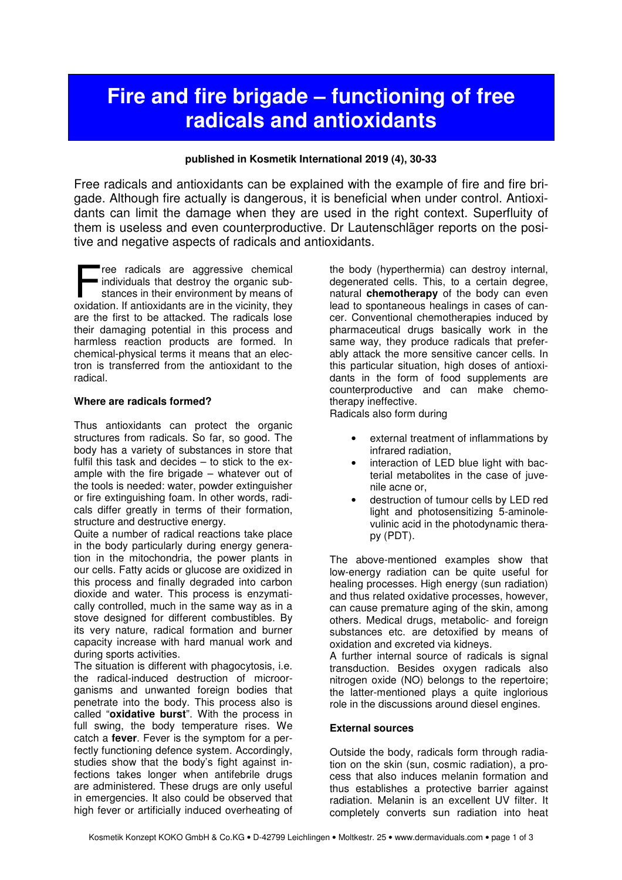# Fire and fire brigade – functioning of free radicals and antioxidants

**published in Kosmetik International 2019 (4), 30-33**

Free radicals and antioxidants can be explained with the example of fire and fire brigade. Although fire actually is dangerous, it is beneficial when under control. Antioxidants can limit the damage when they are used in the right context. Superfluity of them is useless and even counterproductive. Dr Lautenschläger reports on the positive and negative aspects of radicals and antioxidants.

Free radicals are aggressive chemical individuals that destroy the organic substances in their environment by means of oxidation. If antioxidants are in the vicinity, they are the first to be attacked. The radicals lose their damaging potential in this process and harmless reaction products are formed. In chemical-physical terms it means that an electron is transferred from the antioxidant to the radical.

### Where are radicals formed?

Thus antioxidants can protect the organic structures from radicals. So far, so good. The body has a variety of substances in store that fulfil this task and decides – to stick to the example with the fire brigade – whatever out of the tools is needed: water, powder extinguisher or fire extinguishing foam. In other words, radicals differ greatly in terms of their formation, structure and destructive energy.

Quite a number of radical reactions take place in the body particularly during energy generation in the mitochondria, the power plants in our cells. Fatty acids or glucose are oxidized in this process and finally degraded into carbon dioxide and water. This process is enzymatically controlled, much in the same way as in a stove designed for different combustibles. By its very nature, radical formation and burner capacity increase with hard manual work and during sports activities.

The situation is different with phagocytosis, i.e. the radical-induced destruction of microorganisms and unwanted foreign bodies that penetrate into the body. This process also is called "**oxidative burst**". With the process in full swing, the body temperature rises. We catch a **fever**. Fever is the symptom for a perfectly functioning defence system. Accordingly, studies show that the body's fight against infections takes longer when antifebrile drugs are administered. These drugs are only useful in emergencies. It also could be observed that high fever or artificially induced overheating of the body (hyperthermia) can destroy internal, degenerated cells. This, to a certain degree, natural **chemotherapy** of the body can even lead to spontaneous healings in cases of cancer. Conventional chemotherapies induced by pharmaceutical drugs basically work in the same way, they produce radicals that preferably attack the more sensitive cancer cells. In this particular situation, high doses of antioxidants in the form of food supplements are counterproductive and can make chemotherapy ineffective.

Radicals also form during

- external treatment of inflammations by infrared radiation,
- interaction of LED blue light with bacterial metabolites in the case of juvenile acne or,
- destruction of tumour cells by LED red light and photosensitizing 5-aminolevulinic acid in the photodynamic therapy (PDT).

The above-mentioned examples show that low-energy radiation can be quite useful for healing processes. High energy (sun radiation) and thus related oxidative processes, however, can cause premature aging of the skin, among others. Medical drugs, metabolic- and foreign substances etc. are detoxified by means of oxidation and excreted via kidneys.

A further internal source of radicals is signal transduction. Besides oxygen radicals also nitrogen oxide (NO) belongs to the repertoire; the latter-mentioned plays a quite inglorious role in the discussions around diesel engines.

### External sources

Outside the body, radicals form through radiation on the skin (sun, cosmic radiation), a process that also induces melanin formation and thus establishes a protective barrier against radiation. Melanin is an excellent UV filter. It completely converts sun radiation into heat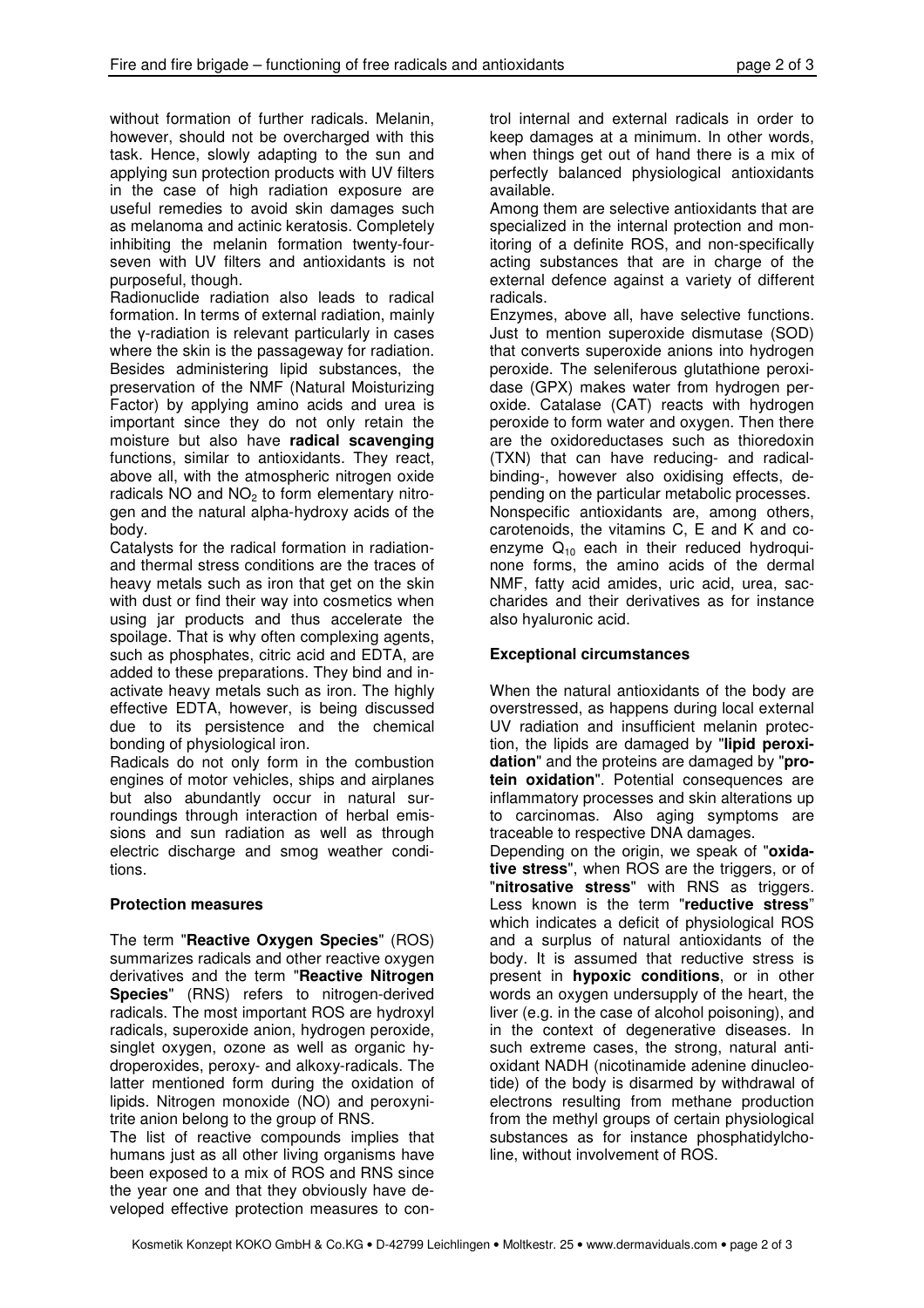without formation of further radicals. Melanin, however, should not be overcharged with this task. Hence, slowly adapting to the sun and applying sun protection products with UV filters in the case of high radiation exposure are useful remedies to avoid skin damages such as melanoma and actinic keratosis. Completely inhibiting the melanin formation twenty-four-seven with UV filters and antioxidants is not purposeful, though.

Radionuclide radiation also leads to radical formation. In terms of external radiation, mainly the γ-radiation is relevant particularly in cases where the skin is the passageway for radiation. Besides administering lipid substances, the preservation of the NMF (Natural Moisturizing Factor) by applying amino acids and urea is important since they do not only retain the moisture but also have **radical scavenging** functions, similar to antioxidants. They react, above all, with the atmospheric nitrogen oxide radicals NO and $NO_2$ to form elementary nitrogen and the natural alpha-hydroxy acids of the body.

Catalysts for the radical formation in radiation- and thermal stress conditions are the traces of heavy metals such as iron that get on the skin with dust or find their way into cosmetics when using jar products and thus accelerate the spoilage. That is why often complexing agents, such as phosphates, citric acid and EDTA, are added to these preparations. They bind and inactivate heavy metals such as iron. The highly effective EDTA, however, is being discussed due to its persistence and the chemical bonding of physiological iron.

Radicals do not only form in the combustion engines of motor vehicles, ships and airplanes but also abundantly occur in natural surroundings through interaction of herbal emissions and sun radiation as well as through electric discharge and smog weather conditions.

## Protection measures

The term "**Reactive Oxygen Species**" (ROS) summarizes radicals and other reactive oxygen derivatives and the term "**Reactive Nitrogen Species**" (RNS) refers to nitrogen-derived radicals. The most important ROS are hydroxyl radicals, superoxide anion, hydrogen peroxide, singlet oxygen, ozone as well as organic hydroperoxides, peroxy- and alkoxy-radicals. The latter mentioned form during the oxidation of lipids. Nitrogen monoxide (NO) and peroxynitrite anion belong to the group of RNS.

The list of reactive compounds implies that humans just as all other living organisms have been exposed to a mix of ROS and RNS since the year one and that they obviously have developed effective protection measures to control internal and external radicals in order to keep damages at a minimum. In other words, when things get out of hand there is a mix of perfectly balanced physiological antioxidants available.

Among them are selective antioxidants that are specialized in the internal protection and monitoring of a definite ROS, and non-specifically acting substances that are in charge of the external defence against a variety of different radicals.

Enzymes, above all, have selective functions. Just to mention superoxide dismutase (SOD) that converts superoxide anions into hydrogen peroxide. The seleniferous glutathione peroxidase (GPX) makes water from hydrogen peroxide. Catalase (CAT) reacts with hydrogen peroxide to form water and oxygen. Then there are the oxidoreductases such as thioredoxin (TXN) that can have reducing- and radical-binding-, however also oxidising effects, depending on the particular metabolic processes. Nonspecific antioxidants are, among others, carotenoids, the vitamins C, E and K and coenzyme $Q_{10}$ each in their reduced hydroquinone forms, the amino acids of the dermal NMF, fatty acid amides, uric acid, urea, saccharides and their derivatives as for instance also hyaluronic acid.

## Exceptional circumstances

When the natural antioxidants of the body are overstressed, as happens during local external UV radiation and insufficient melanin protection, the lipids are damaged by "**lipid peroxidation**" and the proteins are damaged by "**protein oxidation**". Potential consequences are inflammatory processes and skin alterations up to carcinomas. Also aging symptoms are traceable to respective DNA damages.

Depending on the origin, we speak of "**oxidative stress**", when ROS are the triggers, or of "**nitrosative stress**" with RNS as triggers. Less known is the term "**reductive stress**" which indicates a deficit of physiological ROS and a surplus of natural antioxidants of the body. It is assumed that reductive stress is present in **hypoxic conditions**, or in other words an oxygen undersupply of the heart, the liver (e.g. in the case of alcohol poisoning), and in the context of degenerative diseases. In such extreme cases, the strong, natural antioxidant NADH (nicotinamide adenine dinucleotide) of the body is disarmed by withdrawal of electrons resulting from methane production from the methyl groups of certain physiological substances as for instance phosphatidylcholine, without involvement of ROS.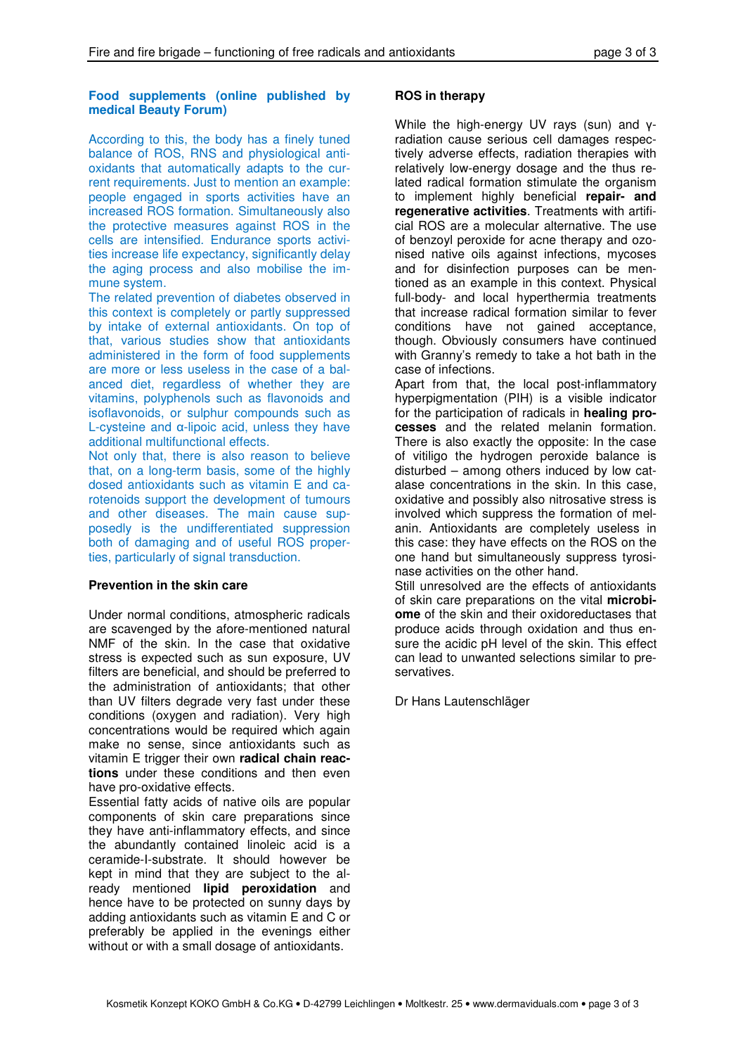### Food supplements (online published by medical Beauty Forum)

According to this, the body has a finely tuned balance of ROS, RNS and physiological antioxidants that automatically adapts to the current requirements. Just to mention an example: people engaged in sports activities have an increased ROS formation. Simultaneously also the protective measures against ROS in the cells are intensified. Endurance sports activities increase life expectancy, significantly delay the aging process and also mobilise the immune system.

The related prevention of diabetes observed in this context is completely or partly suppressed by intake of external antioxidants. On top of that, various studies show that antioxidants administered in the form of food supplements are more or less useless in the case of a balanced diet, regardless of whether they are vitamins, polyphenols such as flavonoids and isoflavonoids, or sulphur compounds such as L-cysteine and α-lipoic acid, unless they have additional multifunctional effects.

Not only that, there is also reason to believe that, on a long-term basis, some of the highly dosed antioxidants such as vitamin E and carotenoids support the development of tumours and other diseases. The main cause supposedly is the undifferentiated suppression both of damaging and of useful ROS properties, particularly of signal transduction.

### Prevention in the skin care

Under normal conditions, atmospheric radicals are scavenged by the afore-mentioned natural NMF of the skin. In the case that oxidative stress is expected such as sun exposure, UV filters are beneficial, and should be preferred to the administration of antioxidants; that other than UV filters degrade very fast under these conditions (oxygen and radiation). Very high concentrations would be required which again make no sense, since antioxidants such as vitamin E trigger their own **radical chain reactions** under these conditions and then even have pro-oxidative effects.

Essential fatty acids of native oils are popular components of skin care preparations since they have anti-inflammatory effects, and since the abundantly contained linoleic acid is a ceramide-I-substrate. It should however be kept in mind that they are subject to the already mentioned **lipid peroxidation** and hence have to be protected on sunny days by adding antioxidants such as vitamin E and C or preferably be applied in the evenings either without or with a small dosage of antioxidants.

### ROS in therapy

While the high-energy UV rays (sun) and γ-radiation cause serious cell damages respectively adverse effects, radiation therapies with relatively low-energy dosage and the thus related radical formation stimulate the organism to implement highly beneficial **repair- and regenerative activities**. Treatments with artificial ROS are a molecular alternative. The use of benzoyl peroxide for acne therapy and ozonised native oils against infections, mycoses and for disinfection purposes can be mentioned as an example in this context. Physical full-body- and local hyperthermia treatments that increase radical formation similar to fever conditions have not gained acceptance, though. Obviously consumers have continued with Granny's remedy to take a hot bath in the case of infections.

Apart from that, the local post-inflammatory hyperpigmentation (PIH) is a visible indicator for the participation of radicals in **healing processes** and the related melanin formation. There is also exactly the opposite: In the case of vitiligo the hydrogen peroxide balance is disturbed – among others induced by low catalase concentrations in the skin. In this case, oxidative and possibly also nitrosative stress is involved which suppress the formation of melanin. Antioxidants are completely useless in this case: they have effects on the ROS on the one hand but simultaneously suppress tyrosinase activities on the other hand.

Still unresolved are the effects of antioxidants of skin care preparations on the vital **microbiome** of the skin and their oxidoreductases that produce acids through oxidation and thus ensure the acidic pH level of the skin. This effect can lead to unwanted selections similar to preservatives.

Dr Hans Lautenschläger